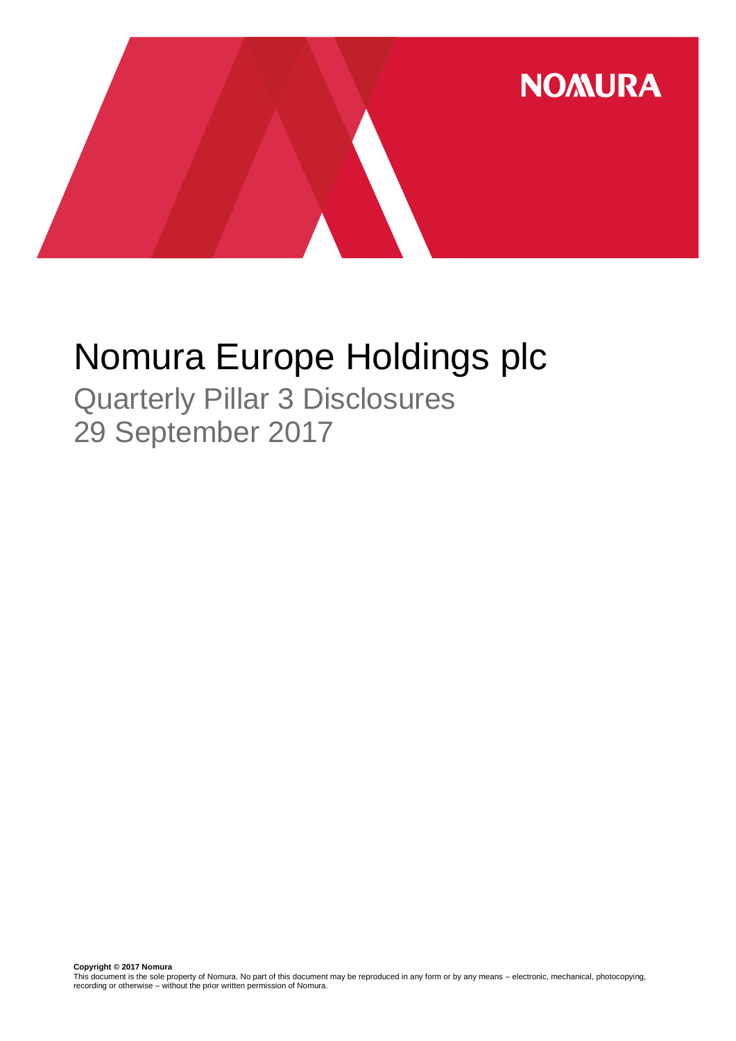NOMURA

# Nomura Europe Holdings plc

## Quarterly Pillar 3 Disclosures
## 29 September 2017

**Copyright © 2017 Nomura**
This document is the sole property of Nomura. No part of this document may be reproduced in any form or by any means – electronic, mechanical, photocopying, recording or otherwise – without the prior written permission of Nomura.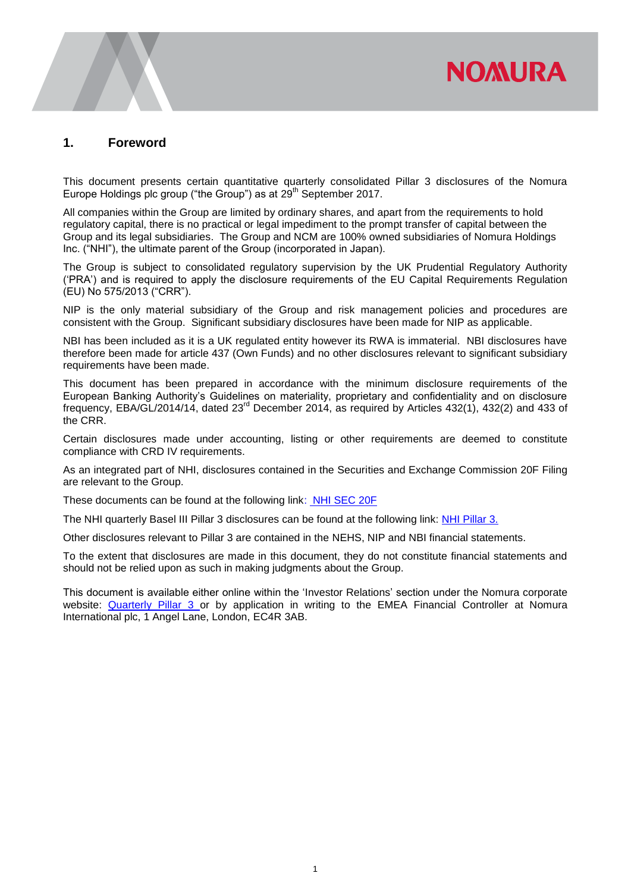## 1. Foreword

This document presents certain quantitative quarterly consolidated Pillar 3 disclosures of the Nomura Europe Holdings plc group ("the Group") as at 29th September 2017.

All companies within the Group are limited by ordinary shares, and apart from the requirements to hold regulatory capital, there is no practical or legal impediment to the prompt transfer of capital between the Group and its legal subsidiaries. The Group and NCM are 100% owned subsidiaries of Nomura Holdings Inc. ("NHI"), the ultimate parent of the Group (incorporated in Japan).

The Group is subject to consolidated regulatory supervision by the UK Prudential Regulatory Authority ('PRA') and is required to apply the disclosure requirements of the EU Capital Requirements Regulation (EU) No 575/2013 ("CRR").

NIP is the only material subsidiary of the Group and risk management policies and procedures are consistent with the Group. Significant subsidiary disclosures have been made for NIP as applicable.

NBI has been included as it is a UK regulated entity however its RWA is immaterial. NBI disclosures have therefore been made for article 437 (Own Funds) and no other disclosures relevant to significant subsidiary requirements have been made.

This document has been prepared in accordance with the minimum disclosure requirements of the European Banking Authority's Guidelines on materiality, proprietary and confidentiality and on disclosure frequency, EBA/GL/2014/14, dated 23rd December 2014, as required by Articles 432(1), 432(2) and 433 of the CRR.

Certain disclosures made under accounting, listing or other requirements are deemed to constitute compliance with CRD IV requirements.

As an integrated part of NHI, disclosures contained in the Securities and Exchange Commission 20F Filing are relevant to the Group.

These documents can be found at the following link: NHI SEC 20F

The NHI quarterly Basel III Pillar 3 disclosures can be found at the following link: NHI Pillar 3.

Other disclosures relevant to Pillar 3 are contained in the NEHS, NIP and NBI financial statements.

To the extent that disclosures are made in this document, they do not constitute financial statements and should not be relied upon as such in making judgments about the Group.

This document is available either online within the 'Investor Relations' section under the Nomura corporate website: Quarterly Pillar 3 or by application in writing to the EMEA Financial Controller at Nomura International plc, 1 Angel Lane, London, EC4R 3AB.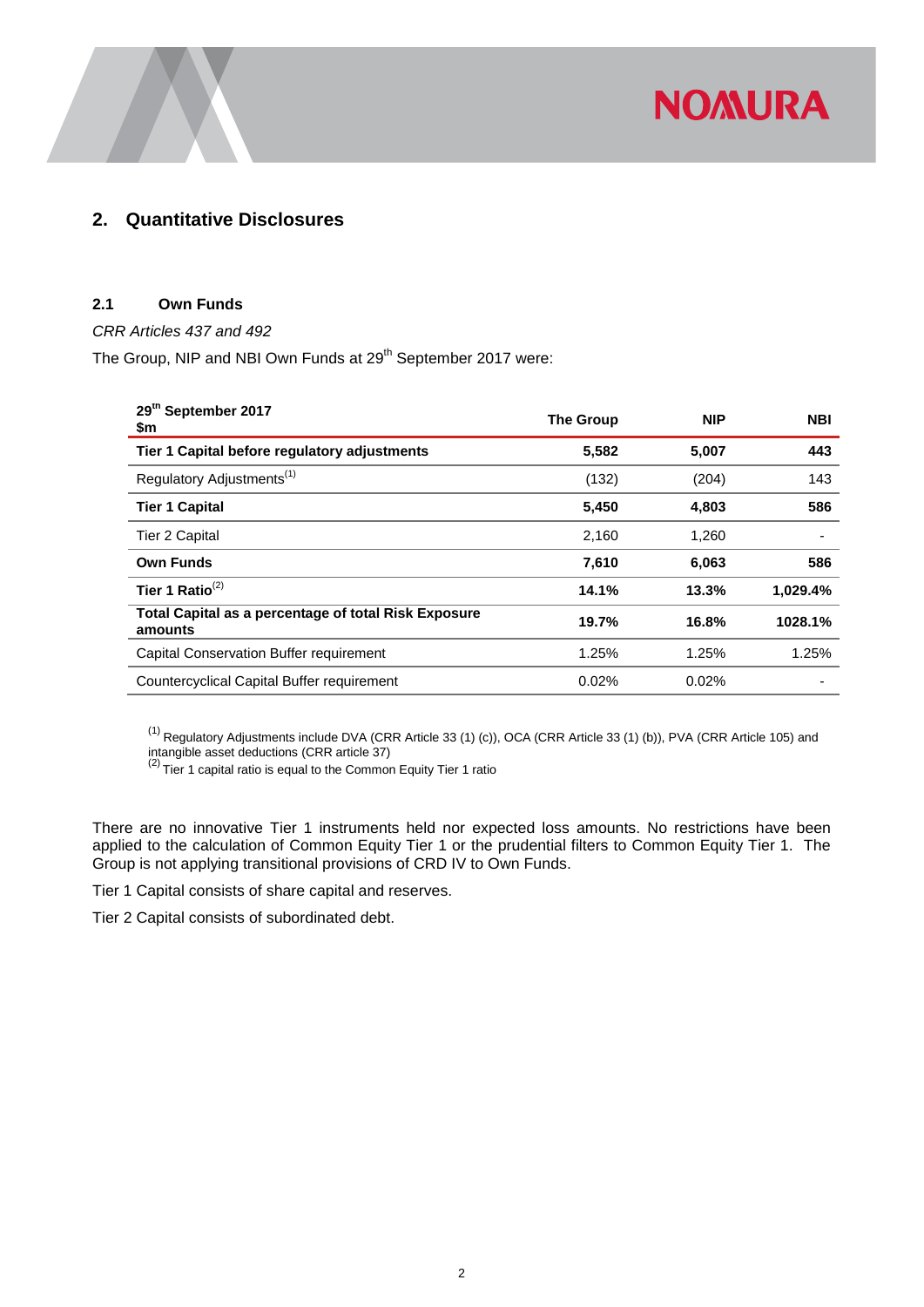## 2. Quantitative Disclosures

### 2.1 Own Funds

*CRR Articles 437 and 492*

The Group, NIP and NBI Own Funds at 29th September 2017 were:

| 29th September 2017 $m | The Group | NIP | NBI |
|---|---|---|---|
| **Tier 1 Capital before regulatory adjustments** | **5,582** | **5,007** | **443** |
| Regulatory Adjustments[1] | (132) | (204) | 143 |
| **Tier 1 Capital** | **5,450** | **4,803** | **586** |
| Tier 2 Capital | 2,160 | 1,260 | - |
| **Own Funds** | **7,610** | **6,063** | **586** |
| **Tier 1 Ratio**[2] | **14.1%** | **13.3%** | **1,029.4%** |
| **Total Capital as a percentage of total Risk Exposure amounts** | **19.7%** | **16.8%** | **1028.1%** |
| Capital Conservation Buffer requirement | 1.25% | 1.25% | 1.25% |
| Countercyclical Capital Buffer requirement | 0.02% | 0.02% | - |

[1] Regulatory Adjustments include DVA (CRR Article 33 (1) (c)), OCA (CRR Article 33 (1) (b)), PVA (CRR Article 105) and intangible asset deductions (CRR article 37)
[2] Tier 1 capital ratio is equal to the Common Equity Tier 1 ratio

There are no innovative Tier 1 instruments held nor expected loss amounts. No restrictions have been applied to the calculation of Common Equity Tier 1 or the prudential filters to Common Equity Tier 1. The Group is not applying transitional provisions of CRD IV to Own Funds.

Tier 1 Capital consists of share capital and reserves.

Tier 2 Capital consists of subordinated debt.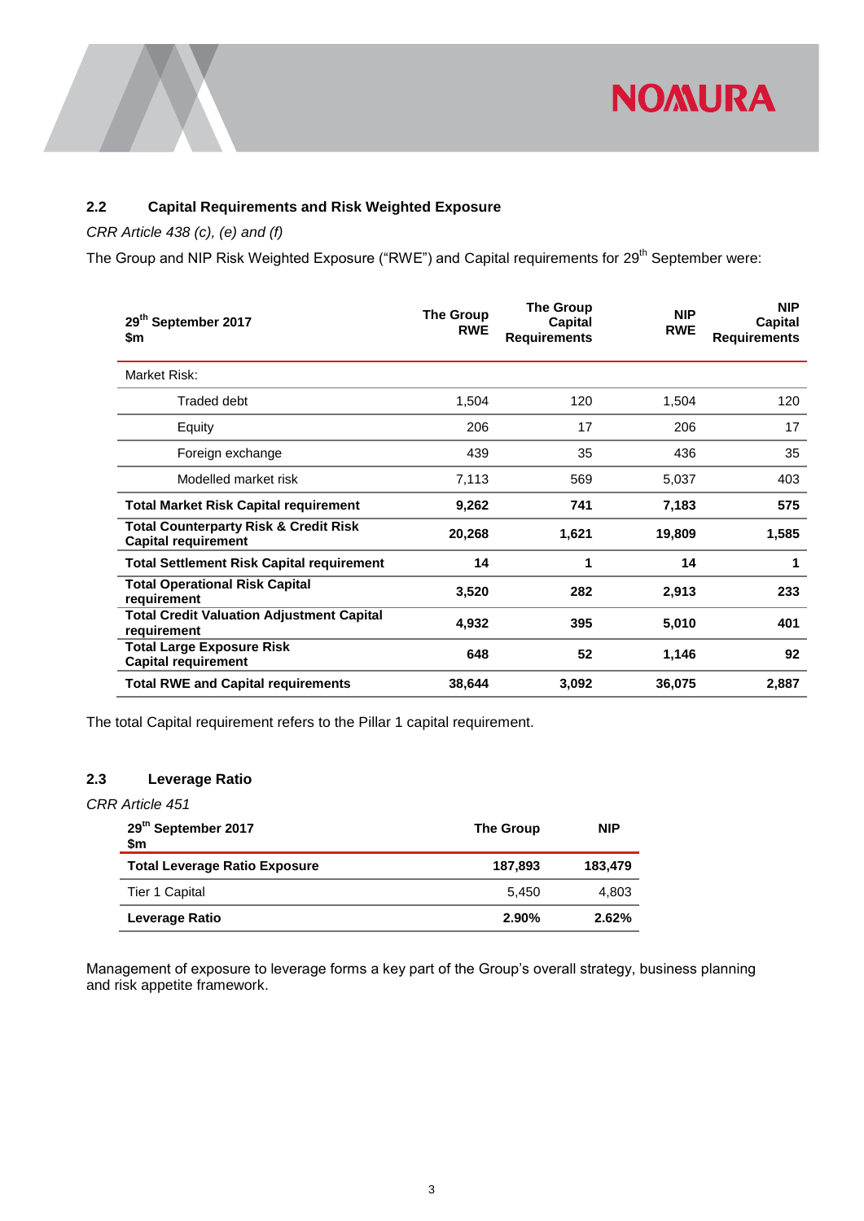## 2.2 Capital Requirements and Risk Weighted Exposure

*CRR Article 438 (c), (e) and (f)*

The Group and NIP Risk Weighted Exposure ("RWE") and Capital requirements for 29th September were:

| 29th September 2017 $m | The Group RWE | The Group Capital Requirements | NIP RWE | NIP Capital Requirements |
|---|---|---|---|---|
| Market Risk: | | | | |
| Traded debt | 1,504 | 120 | 1,504 | 120 |
| Equity | 206 | 17 | 206 | 17 |
| Foreign exchange | 439 | 35 | 436 | 35 |
| Modelled market risk | 7,113 | 569 | 5,037 | 403 |
| **Total Market Risk Capital requirement** | **9,262** | **741** | **7,183** | **575** |
| **Total Counterparty Risk & Credit Risk Capital requirement** | **20,268** | **1,621** | **19,809** | **1,585** |
| **Total Settlement Risk Capital requirement** | **14** | **1** | **14** | **1** |
| **Total Operational Risk Capital requirement** | **3,520** | **282** | **2,913** | **233** |
| **Total Credit Valuation Adjustment Capital requirement** | **4,932** | **395** | **5,010** | **401** |
| **Total Large Exposure Risk Capital requirement** | **648** | **52** | **1,146** | **92** |
| **Total RWE and Capital requirements** | **38,644** | **3,092** | **36,075** | **2,887** |

The total Capital requirement refers to the Pillar 1 capital requirement.

## 2.3 Leverage Ratio

*CRR Article 451*

| 29th September 2017 $m | The Group | NIP |
|---|---|---|
| **Total Leverage Ratio Exposure** | **187,893** | **183,479** |
| Tier 1 Capital | 5,450 | 4,803 |
| **Leverage Ratio** | **2.90%** | **2.62%** |

Management of exposure to leverage forms a key part of the Group's overall strategy, business planning and risk appetite framework.